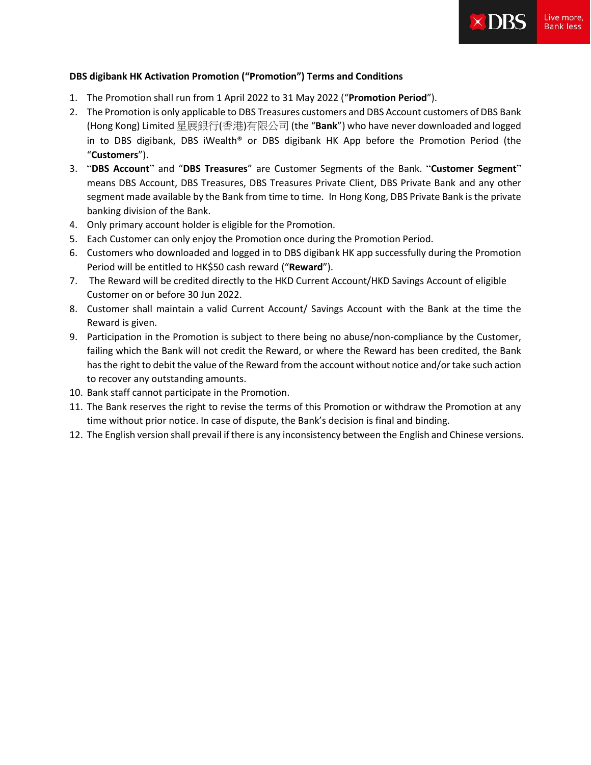**DBS digibank HK Activation Promotion ("Promotion") Terms and Conditions**

1. The Promotion shall run from 1 April 2022 to 31 May 2022 ("**Promotion Period**").
2. The Promotion is only applicable to DBS Treasures customers and DBS Account customers of DBS Bank (Hong Kong) Limited 星展銀行(香港)有限公司 (the "**Bank**") who have never downloaded and logged in to DBS digibank, DBS iWealth® or DBS digibank HK App before the Promotion Period (the "**Customers**").
3. "**DBS Account**" and "**DBS Treasures**" are Customer Segments of the Bank. "**Customer Segment**" means DBS Account, DBS Treasures, DBS Treasures Private Client, DBS Private Bank and any other segment made available by the Bank from time to time. In Hong Kong, DBS Private Bank is the private banking division of the Bank.
4. Only primary account holder is eligible for the Promotion.
5. Each Customer can only enjoy the Promotion once during the Promotion Period.
6. Customers who downloaded and logged in to DBS digibank HK app successfully during the Promotion Period will be entitled to HK$50 cash reward ("**Reward**").
7. The Reward will be credited directly to the HKD Current Account/HKD Savings Account of eligible Customer on or before 30 Jun 2022.
8. Customer shall maintain a valid Current Account/ Savings Account with the Bank at the time the Reward is given.
9. Participation in the Promotion is subject to there being no abuse/non-compliance by the Customer, failing which the Bank will not credit the Reward, or where the Reward has been credited, the Bank has the right to debit the value of the Reward from the account without notice and/or take such action to recover any outstanding amounts.
10. Bank staff cannot participate in the Promotion.
11. The Bank reserves the right to revise the terms of this Promotion or withdraw the Promotion at any time without prior notice. In case of dispute, the Bank's decision is final and binding.
12. The English version shall prevail if there is any inconsistency between the English and Chinese versions.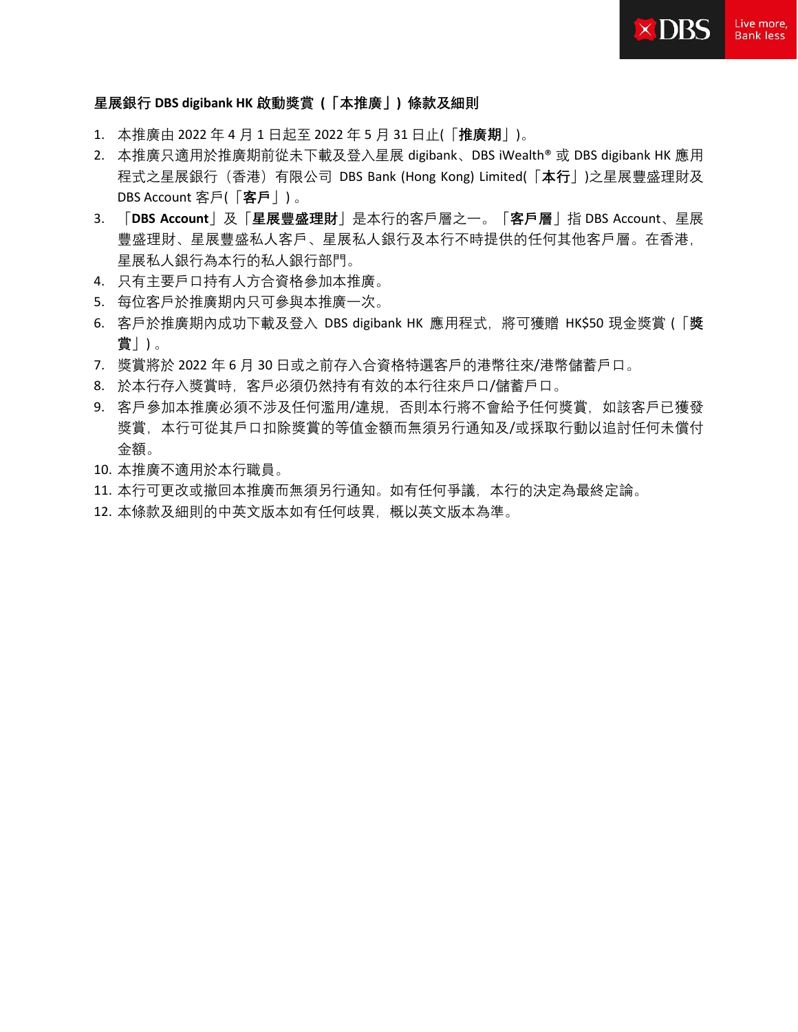**星展銀行 DBS digibank HK 啟動獎賞（「本推廣」）條款及細則**

1. 本推廣由 2022 年 4 月 1 日起至 2022 年 5 月 31 日止(「**推廣期**」)。
2. 本推廣只適用於推廣期前從未下載及登入星展 digibank、DBS iWealth® 或 DBS digibank HK 應用程式之星展銀行（香港）有限公司 DBS Bank (Hong Kong) Limited(「**本行**」)之星展豐盛理財及 DBS Account 客戶(「**客戶**」)。
3. 「**DBS Account**」及「**星展豐盛理財**」是本行的客戶層之一。「**客戶層**」指 DBS Account、星展豐盛理財、星展豐盛私人客戶、星展私人銀行及本行不時提供的任何其他客戶層。在香港，星展私人銀行為本行的私人銀行部門。
4. 只有主要戶口持有人方合資格參加本推廣。
5. 每位客戶於推廣期內只可參與本推廣一次。
6. 客戶於推廣期內成功下載及登入 DBS digibank HK 應用程式，將可獲贈 HK$50 現金獎賞（「**獎賞**」）。
7. 獎賞將於 2022 年 6 月 30 日或之前存入合資格特選客戶的港幣往來/港幣儲蓄戶口。
8. 於本行存入獎賞時，客戶必須仍然持有有效的本行往來戶口/儲蓄戶口。
9. 客戶參加本推廣必須不涉及任何濫用/違規，否則本行將不會給予任何獎賞，如該客戶已獲發獎賞，本行可從其戶口扣除獎賞的等值金額而無須另行通知及/或採取行動以追討任何未償付金額。
10. 本推廣不適用於本行職員。
11. 本行可更改或撤回本推廣而無須另行通知。如有任何爭議，本行的決定為最終定論。
12. 本條款及細則的中英文版本如有任何歧異，概以英文版本為準。